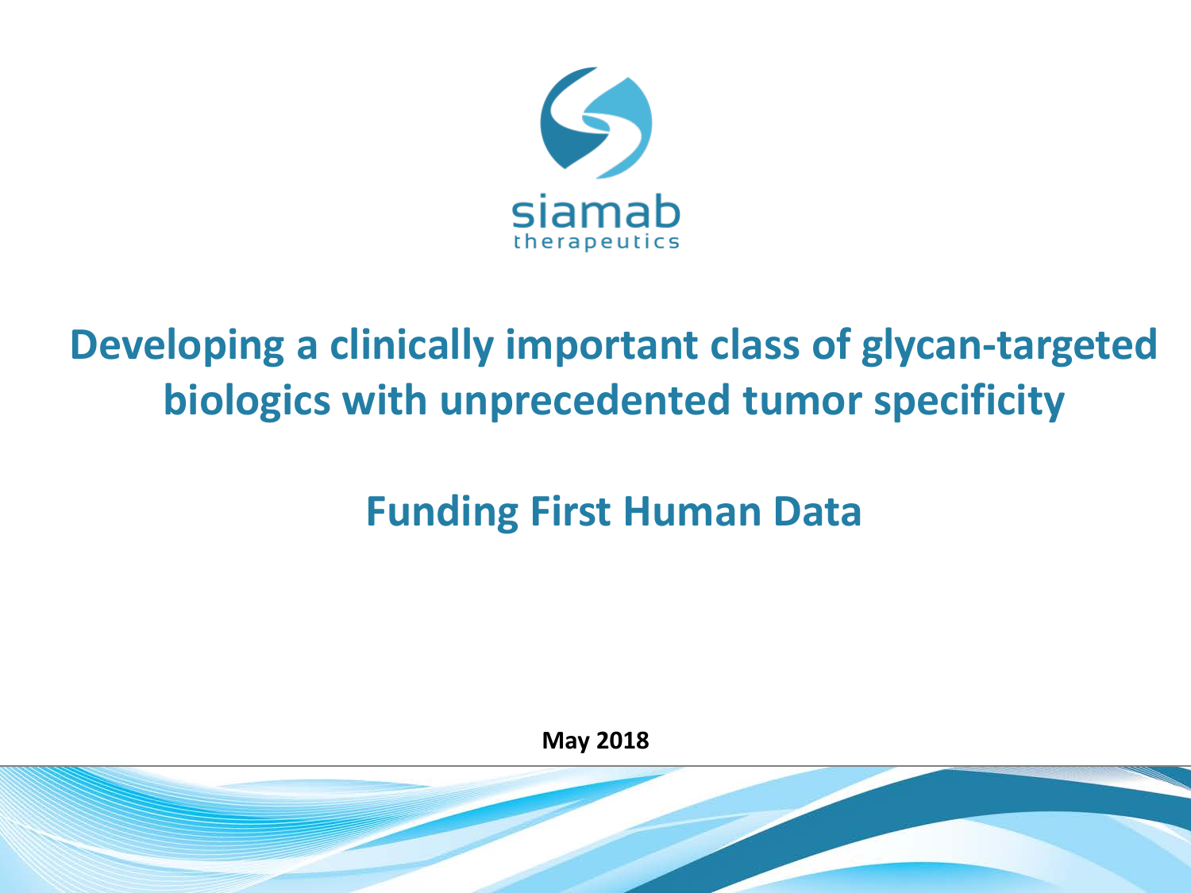siamab
therapeutics

# Developing a clinically important class of glycan-targeted biologics with unprecedented tumor specificity

## Funding First Human Data

**May 2018**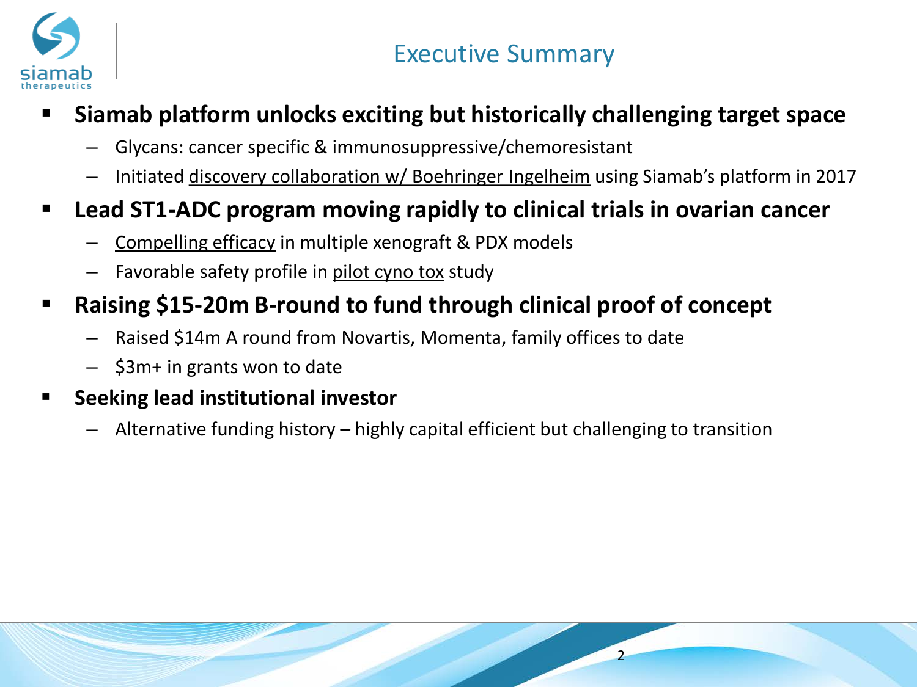# Executive Summary

- **Siamab platform unlocks exciting but historically challenging target space**
  - Glycans: cancer specific & immunosuppressive/chemoresistant
  - Initiated discovery collaboration w/ Boehringer Ingelheim using Siamab's platform in 2017
- **Lead ST1-ADC program moving rapidly to clinical trials in ovarian cancer**
  - Compelling efficacy in multiple xenograft & PDX models
  - Favorable safety profile in pilot cyno tox study
- **Raising $15-20m B-round to fund through clinical proof of concept**
  - Raised $14m A round from Novartis, Momenta, family offices to date
  - $3m+ in grants won to date
- **Seeking lead institutional investor**
  - Alternative funding history – highly capital efficient but challenging to transition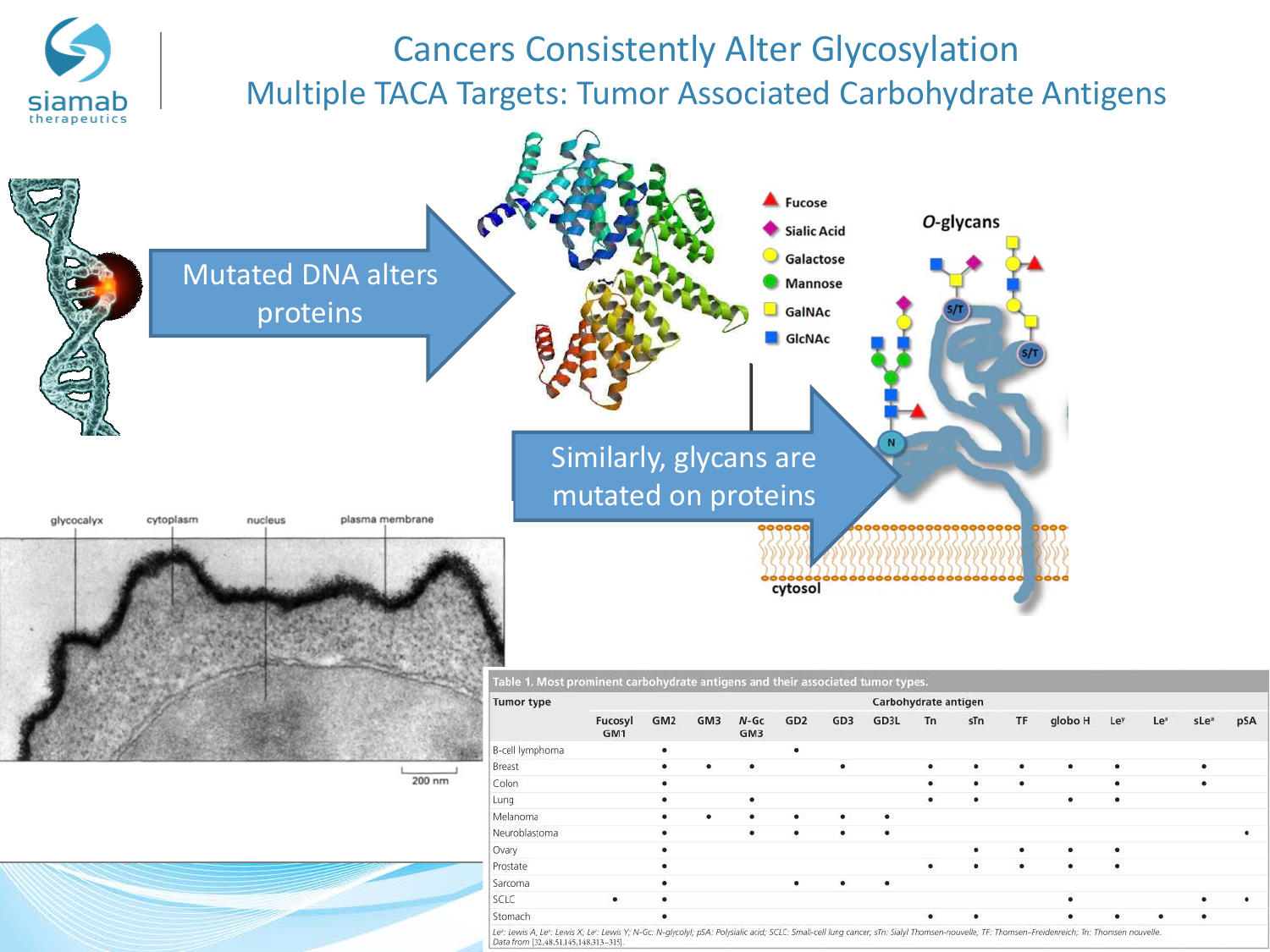# Cancers Consistently Alter Glycosylation

## Multiple TACA Targets: Tumor Associated Carbohydrate Antigens

Mutated DNA alters proteins

Similarly, glycans are mutated on proteins

Fucose

Sialic Acid

Galactose

Mannose

GalNAc

GlcNAc

*O*-glycans

cytosol

glycocalyx cytoplasm nucleus plasma membrane

200 nm

**Table 1. Most prominent carbohydrate antigens and their associated tumor types.**

| Tumor type | Carbohydrate antigen | | | | | | | | | | | | | | |
|---|---|---|---|---|---|---|---|---|---|---|---|---|---|---|---|
| | Fucosyl GM1 | GM2 | GM3 | *N*-Gc GM3 | GD2 | GD3 | GD3L | Tn | sTn | TF | globo H | Le$^y$ | Le$^a$ | sLe$^a$ | pSA |
| B-cell lymphoma | | • | | | • | | | | | | | | | | |
| Breast | | • | • | • | | • | | • | • | • | • | • | | • | |
| Colon | | • | | | | | | • | • | • | | • | | • | |
| Lung | | • | | • | | | | • | • | | • | • | | | |
| Melanoma | | • | • | • | • | • | • | | | | | | | | |
| Neuroblastoma | | • | | • | • | • | • | | | | | | | | • |
| Ovary | | • | | | | | | | • | • | • | • | | | |
| Prostate | | • | | | | | | • | • | • | • | • | | | |
| Sarcoma | | • | | | • | • | • | | | | | | | | |
| SCLC | • | • | | | | | | | | | • | | | • | • |
| Stomach | | • | | | | | | • | • | | • | • | • | • | |

*Le$^a$: Lewis A, Le$^x$: Lewis X; Le$^y$: Lewis Y; N-Gc: N-glycolyl; pSA: Polysialic acid; SCLC: Small-cell lung cancer; sTn: Sialyl Thomsen-nouvelle; TF: Thomsen–Friedenreich; Tn: Thomsen nouvelle.*
*Data from [32,48,51,145,148,313–315].*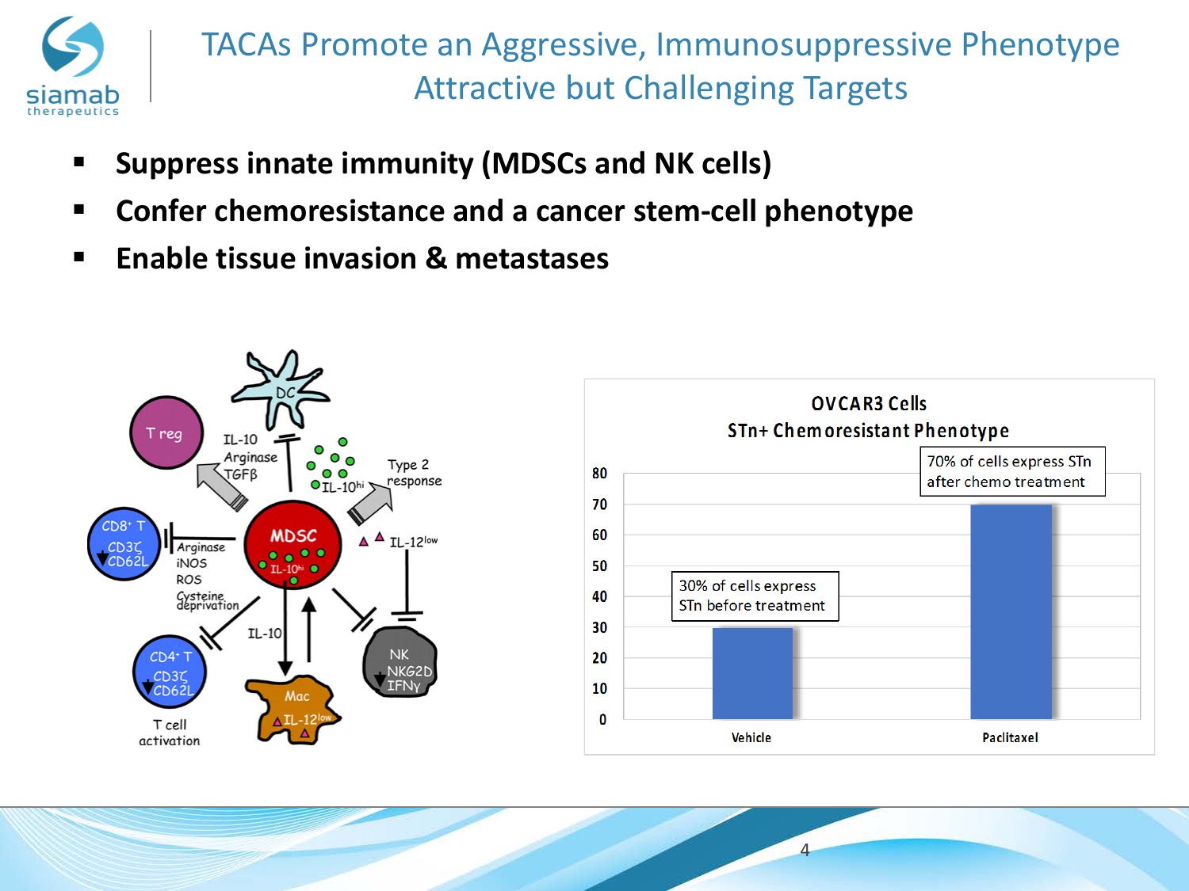# TACAs Promote an Aggressive, Immunosuppressive Phenotype
## Attractive but Challenging Targets

- **Suppress innate immunity (MDSCs and NK cells)**
- **Confer chemoresistance and a cancer stem-cell phenotype**
- **Enable tissue invasion & metastases**

**OVCAR3 Cells**
**STn+ Chemoresistant Phenotype**

| Treatment | % of cells expressing STn |
|---|---|
| Vehicle | 30 |
| Paclitaxel | 70 |

30% of cells express STn before treatment

70% of cells express STn after chemo treatment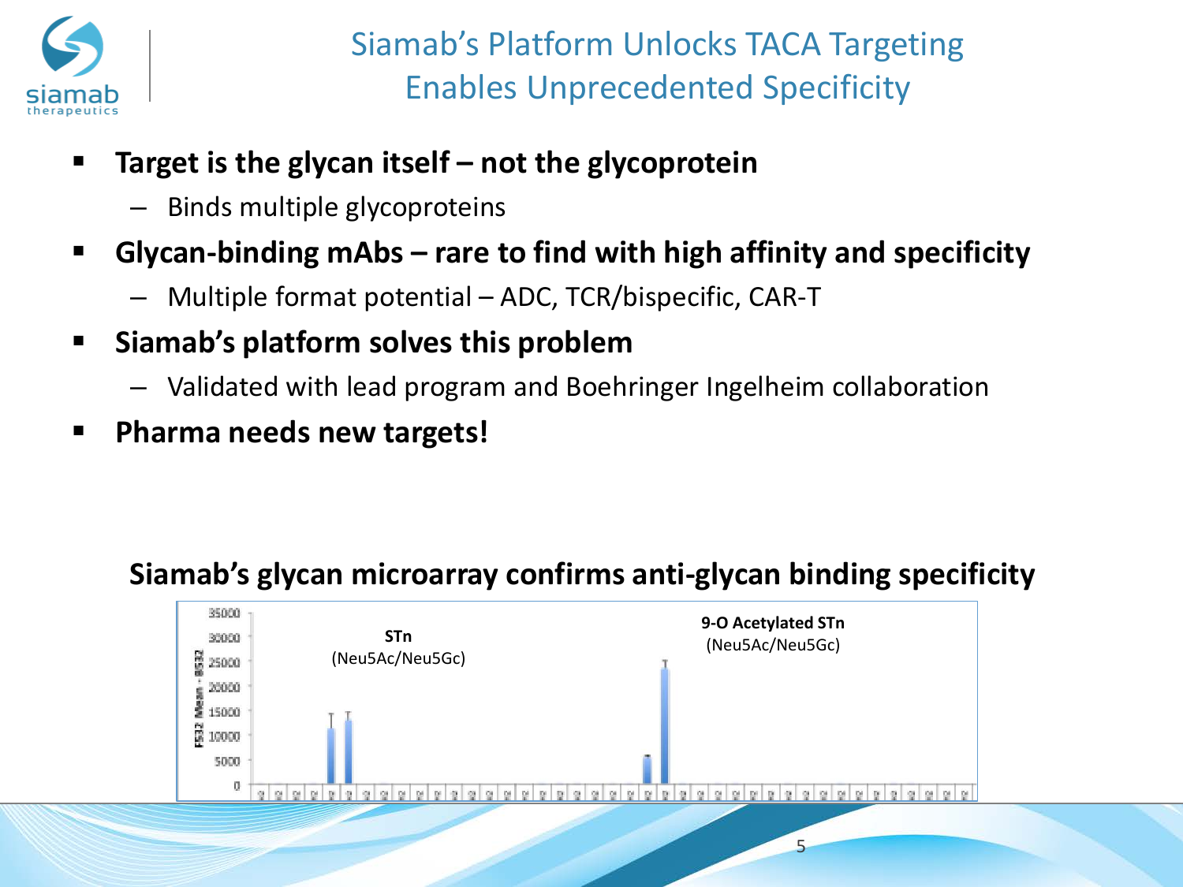# Siamab's Platform Unlocks TACA Targeting
# Enables Unprecedented Specificity

- **Target is the glycan itself – not the glycoprotein**
  - Binds multiple glycoproteins
- **Glycan-binding mAbs – rare to find with high affinity and specificity**
  - Multiple format potential – ADC, TCR/bispecific, CAR-T
- **Siamab's platform solves this problem**
  - Validated with lead program and Boehringer Ingelheim collaboration
- **Pharma needs new targets!**

**Siamab's glycan microarray confirms anti-glycan binding specificity**

STn (Neu5Ac/Neu5Gc)

9-O Acetylated STn (Neu5Ac/Neu5Gc)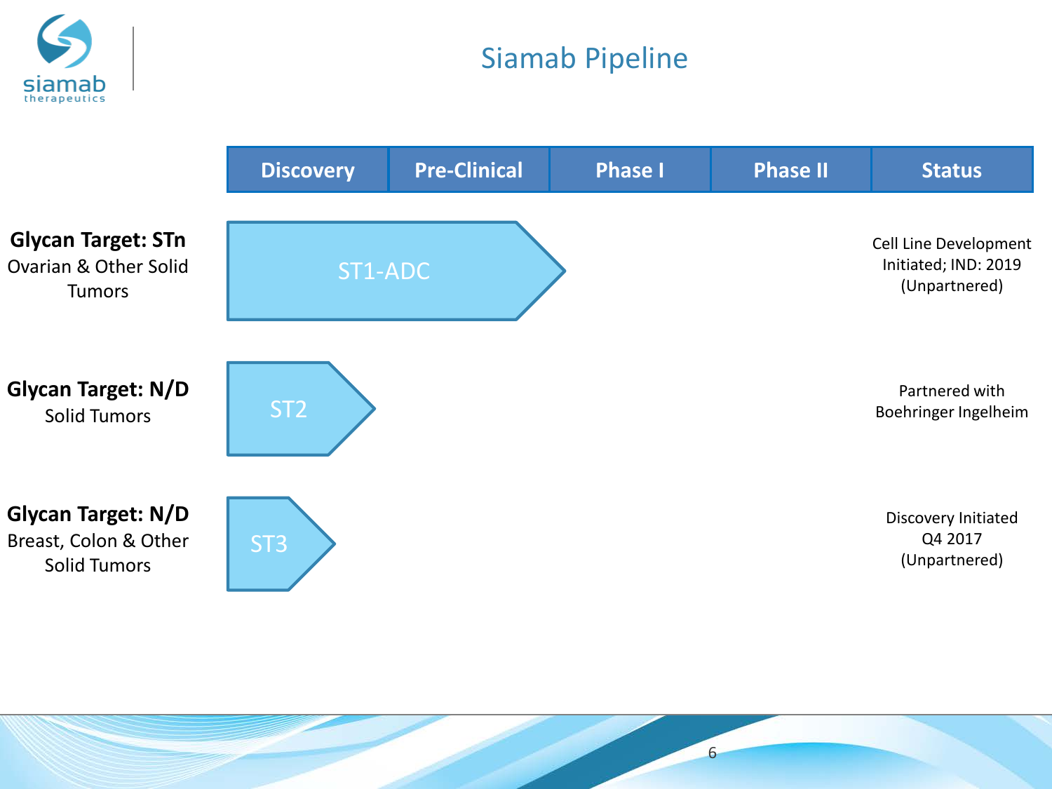# Siamab Pipeline

| Program | Discovery | Pre-Clinical | Phase I | Phase II | Status |
|---|---|---|---|---|---|
| **Glycan Target: STn** Ovarian & Other Solid Tumors | ST1-ADC | ST1-ADC | | | Cell Line Development Initiated; IND: 2019 (Unpartnered) |
| **Glycan Target: N/D** Solid Tumors | ST2 | | | | Partnered with Boehringer Ingelheim |
| **Glycan Target: N/D** Breast, Colon & Other Solid Tumors | ST3 | | | | Discovery Initiated Q4 2017 (Unpartnered) |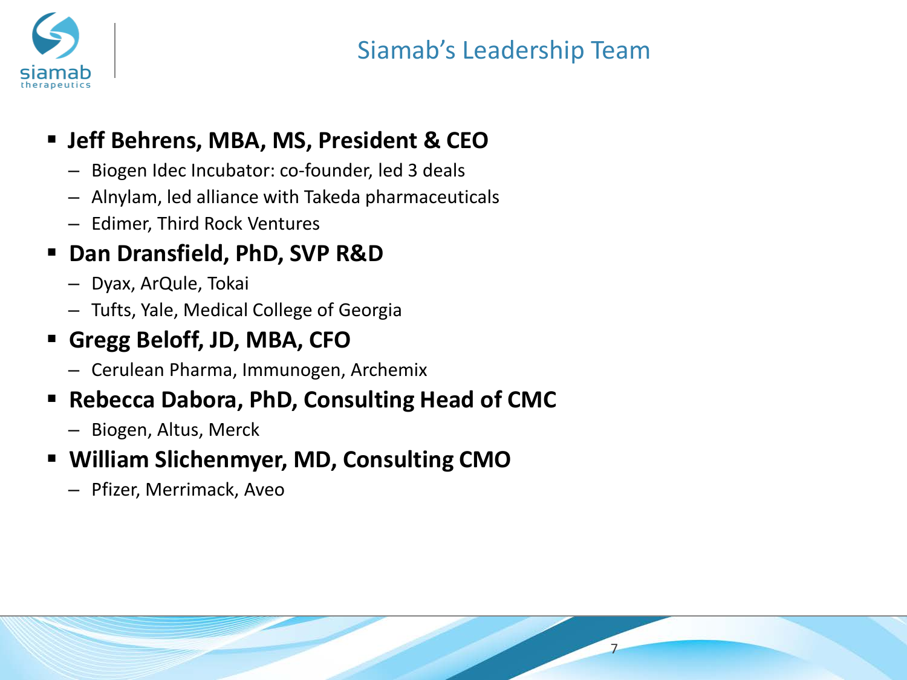# Siamab's Leadership Team

- **Jeff Behrens, MBA, MS, President & CEO**
  - Biogen Idec Incubator: co-founder, led 3 deals
  - Alnylam, led alliance with Takeda pharmaceuticals
  - Edimer, Third Rock Ventures
- **Dan Dransfield, PhD, SVP R&D**
  - Dyax, ArQule, Tokai
  - Tufts, Yale, Medical College of Georgia
- **Gregg Beloff, JD, MBA, CFO**
  - Cerulean Pharma, Immunogen, Archemix
- **Rebecca Dabora, PhD, Consulting Head of CMC**
  - Biogen, Altus, Merck
- **William Slichenmyer, MD, Consulting CMO**
  - Pfizer, Merrimack, Aveo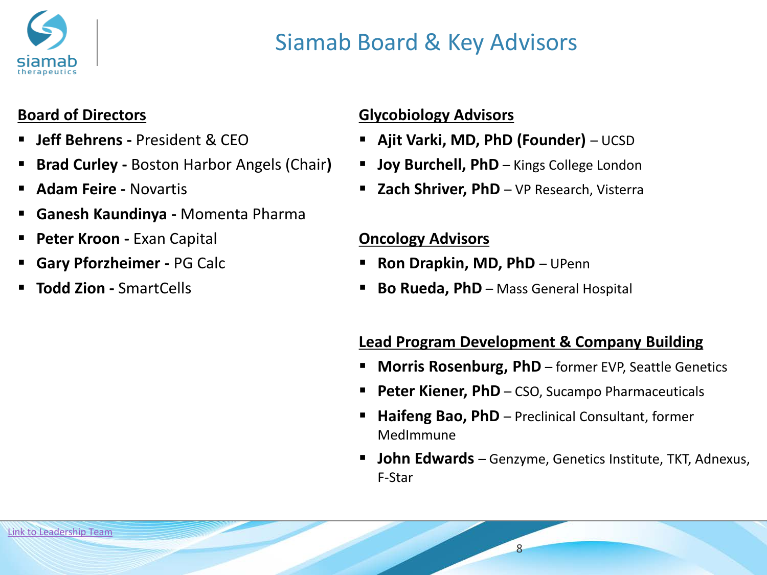# Siamab Board & Key Advisors

## Board of Directors

- **Jeff Behrens -** President & CEO
- **Brad Curley -** Boston Harbor Angels (Chair)
- **Adam Feire -** Novartis
- **Ganesh Kaundinya -** Momenta Pharma
- **Peter Kroon -** Exan Capital
- **Gary Pforzheimer -** PG Calc
- **Todd Zion -** SmartCells

## Glycobiology Advisors

- **Ajit Varki, MD, PhD (Founder)** – UCSD
- **Joy Burchell, PhD** – Kings College London
- **Zach Shriver, PhD** – VP Research, Visterra

## Oncology Advisors

- **Ron Drapkin, MD, PhD** – UPenn
- **Bo Rueda, PhD** – Mass General Hospital

## Lead Program Development & Company Building

- **Morris Rosenburg, PhD** – former EVP, Seattle Genetics
- **Peter Kiener, PhD** – CSO, Sucampo Pharmaceuticals
- **Haifeng Bao, PhD** – Preclinical Consultant, former MedImmune
- **John Edwards** – Genzyme, Genetics Institute, TKT, Adnexus, F-Star

Link to Leadership Team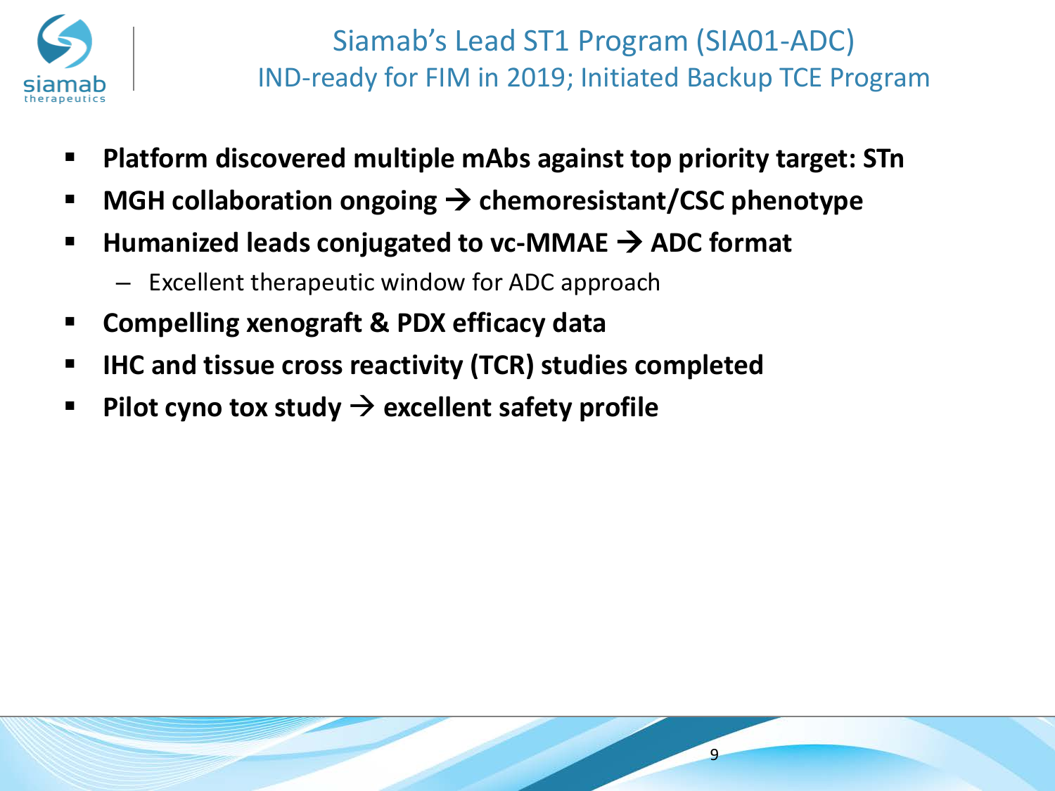# Siamab's Lead ST1 Program (SIA01-ADC)

## IND-ready for FIM in 2019; Initiated Backup TCE Program

- **Platform discovered multiple mAbs against top priority target: STn**
- **MGH collaboration ongoing → chemoresistant/CSC phenotype**
- **Humanized leads conjugated to vc-MMAE → ADC format**
  - Excellent therapeutic window for ADC approach
- **Compelling xenograft & PDX efficacy data**
- **IHC and tissue cross reactivity (TCR) studies completed**
- **Pilot cyno tox study → excellent safety profile**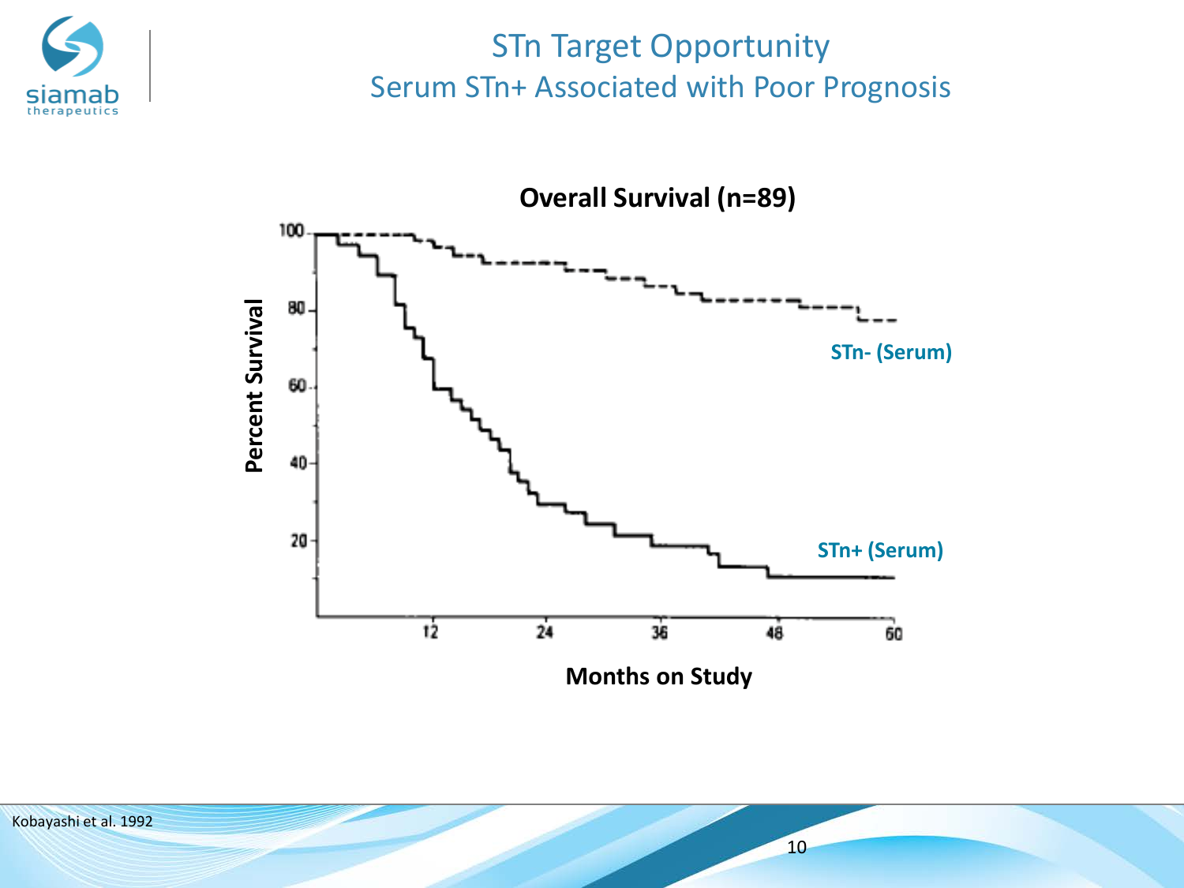# STn Target Opportunity

## Serum STn+ Associated with Poor Prognosis

**Overall Survival (n=89)**

**Percent Survival**

100

80

60

40

20

12 24 36 48 60

**Months on Study**

**STn- (Serum)**

**STn+ (Serum)**

Kobayashi et al. 1992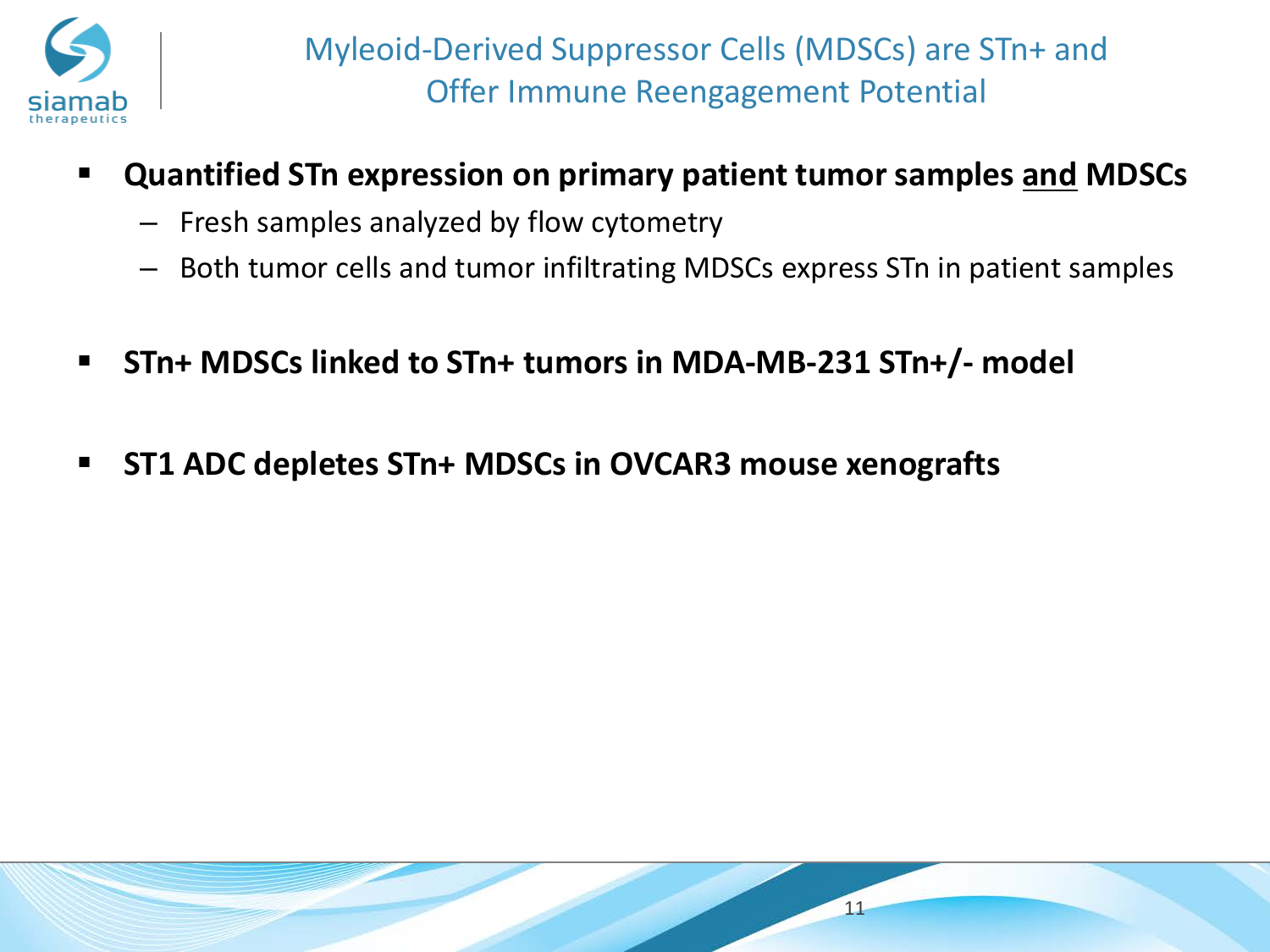# Myleoid-Derived Suppressor Cells (MDSCs) are STn+ and Offer Immune Reengagement Potential

- **Quantified STn expression on primary patient tumor samples <u>and</u> MDSCs**
  - Fresh samples analyzed by flow cytometry
  - Both tumor cells and tumor infiltrating MDSCs express STn in patient samples

- **STn+ MDSCs linked to STn+ tumors in MDA-MB-231 STn+/- model**

- **ST1 ADC depletes STn+ MDSCs in OVCAR3 mouse xenografts**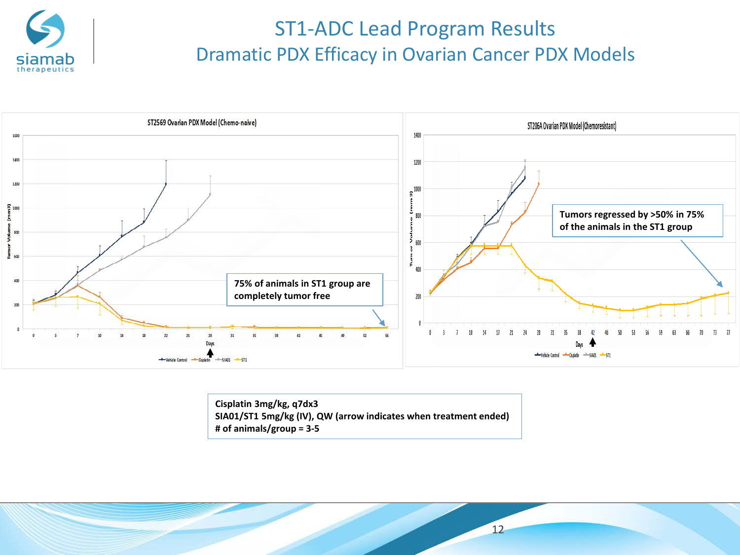# ST1-ADC Lead Program Results

## Dramatic PDX Efficacy in Ovarian Cancer PDX Models

**ST2569 Ovarian PDX Model (Chemo-naive)**

75% of animals in ST1 group are completely tumor free

**ST206A Ovarian PDX Model (Chemoresistant)**

Tumors regressed by >50% in 75% of the animals in the ST1 group

Legend: Vehicle Control, Cisplatin, SIA01, ST1

**Cisplatin 3mg/kg, q7dx3**
**SIA01/ST1 5mg/kg (IV), QW (arrow indicates when treatment ended)**
**# of animals/group = 3-5**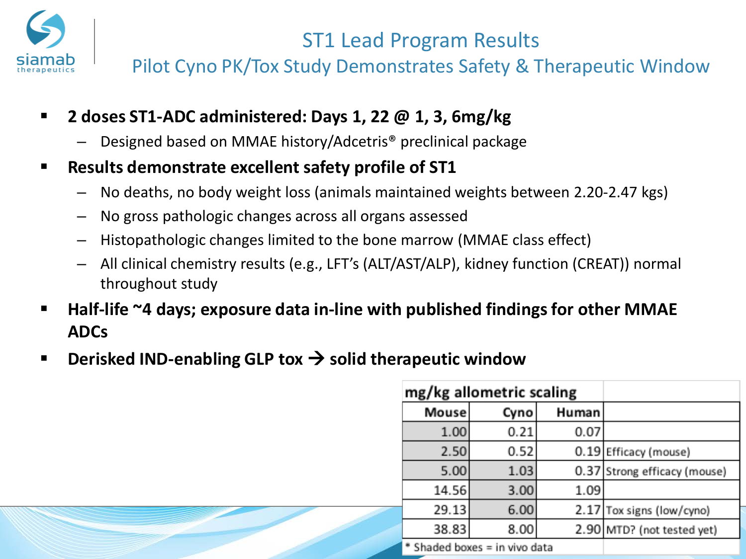# ST1 Lead Program Results

## Pilot Cyno PK/Tox Study Demonstrates Safety & Therapeutic Window

- **2 doses ST1-ADC administered: Days 1, 22 @ 1, 3, 6mg/kg**
  - Designed based on MMAE history/Adcetris® preclinical package
- **Results demonstrate excellent safety profile of ST1**
  - No deaths, no body weight loss (animals maintained weights between 2.20-2.47 kgs)
  - No gross pathologic changes across all organs assessed
  - Histopathologic changes limited to the bone marrow (MMAE class effect)
  - All clinical chemistry results (e.g., LFT's (ALT/AST/ALP), kidney function (CREAT)) normal throughout study
- **Half-life ~4 days; exposure data in-line with published findings for other MMAE ADCs**
- **Derisked IND-enabling GLP tox → solid therapeutic window**

| mg/kg allometric scaling | | | |
|---|---|---|---|
| Mouse | Cyno | Human | |
| 1.00 | 0.21 | 0.07 | |
| 2.50 | 0.52 | 0.19 | Efficacy (mouse) |
| 5.00 | 1.03 | 0.37 | Strong efficacy (mouse) |
| 14.56 | 3.00 | 1.09 | |
| 29.13 | 6.00 | 2.17 | Tox signs (low/cyno) |
| 38.83 | 8.00 | 2.90 | MTD? (not tested yet) |

\* Shaded boxes = in vivo data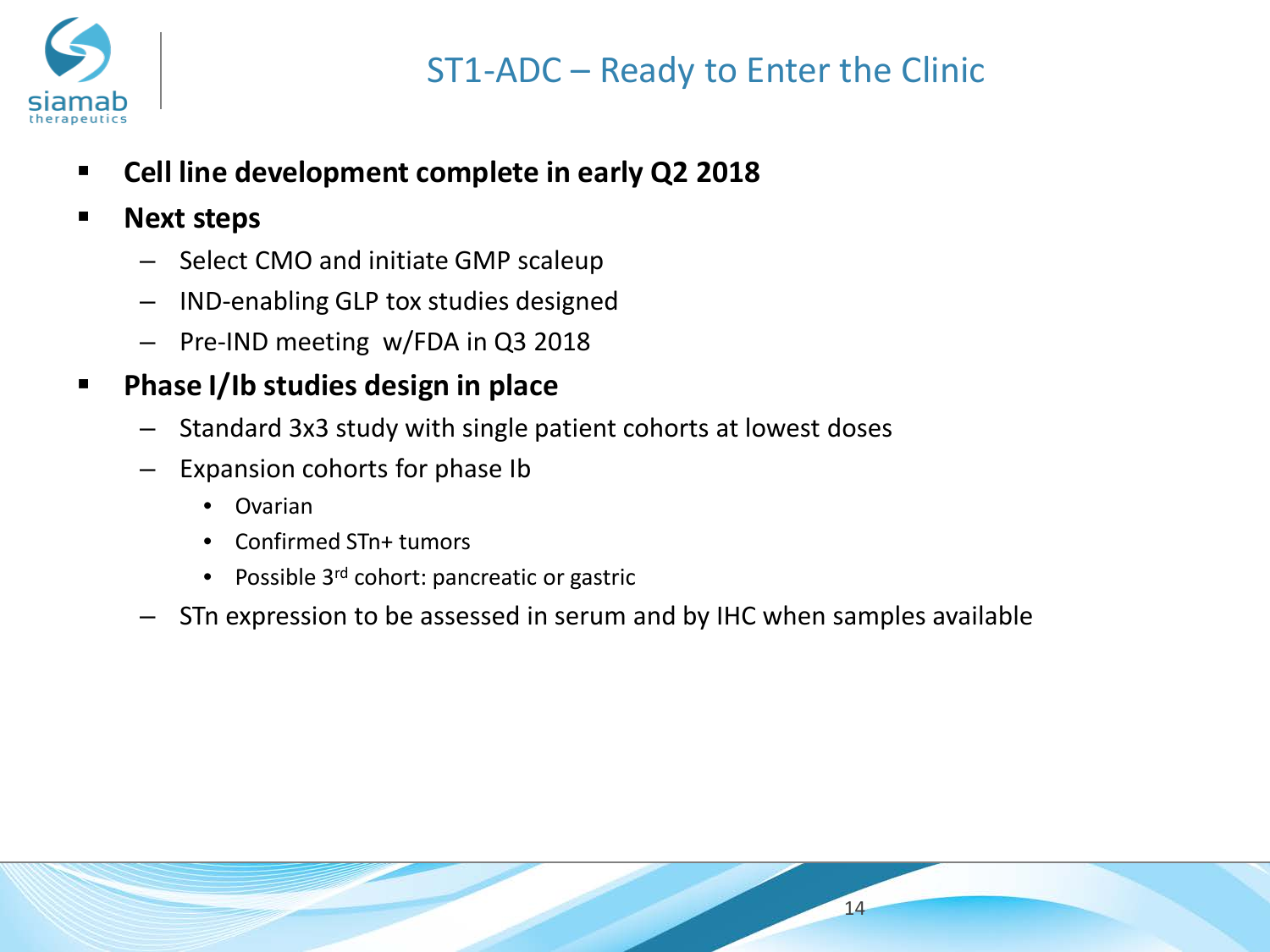# ST1-ADC – Ready to Enter the Clinic

- **Cell line development complete in early Q2 2018**
- **Next steps**
  - Select CMO and initiate GMP scaleup
  - IND-enabling GLP tox studies designed
  - Pre-IND meeting w/FDA in Q3 2018
- **Phase I/Ib studies design in place**
  - Standard 3x3 study with single patient cohorts at lowest doses
  - Expansion cohorts for phase Ib
    - Ovarian
    - Confirmed STn+ tumors
    - Possible 3rd cohort: pancreatic or gastric
  - STn expression to be assessed in serum and by IHC when samples available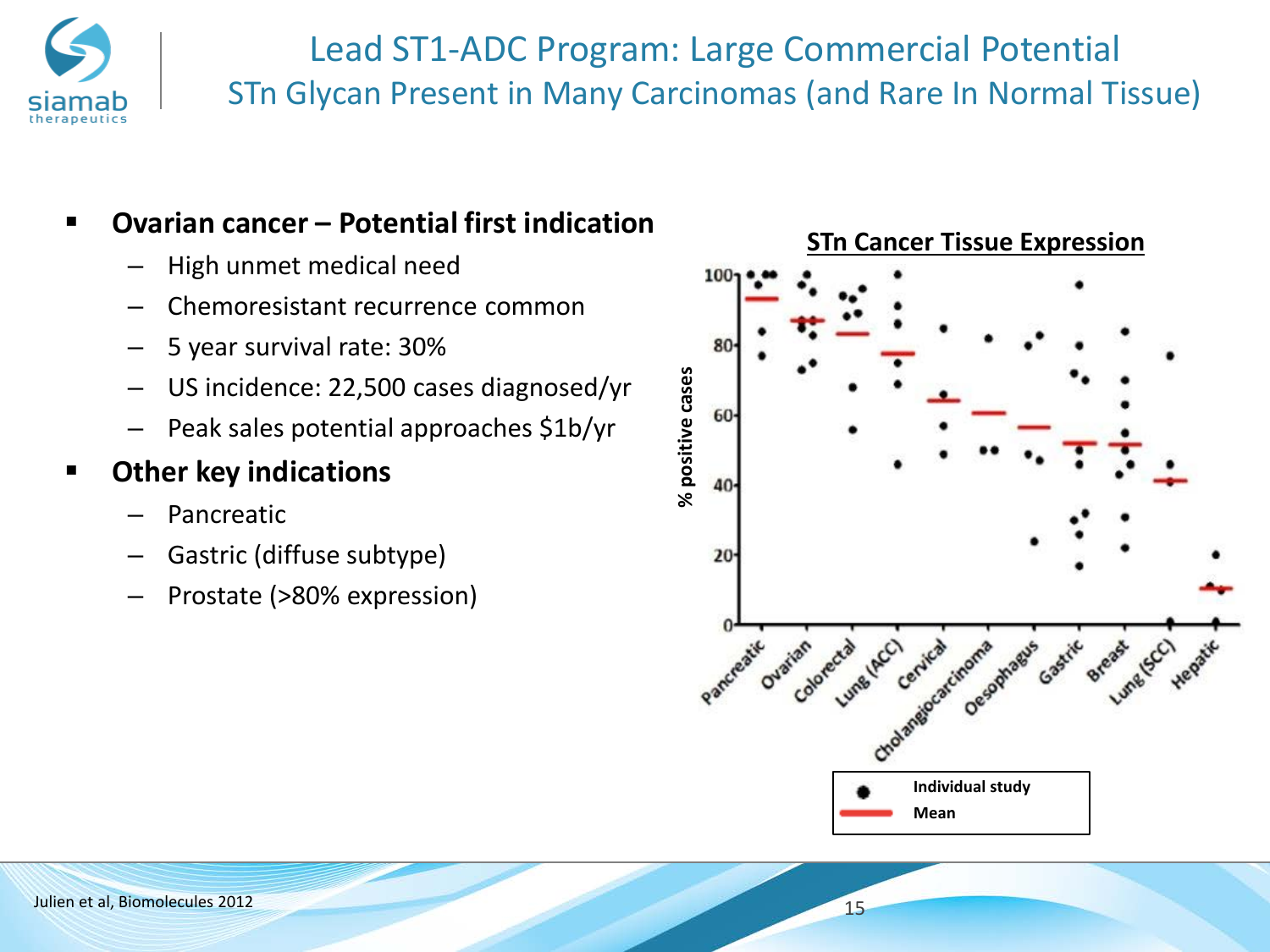# Lead ST1-ADC Program: Large Commercial Potential

## STn Glycan Present in Many Carcinomas (and Rare In Normal Tissue)

- **Ovarian cancer – Potential first indication**
  - High unmet medical need
  - Chemoresistant recurrence common
  - 5 year survival rate: 30%
  - US incidence: 22,500 cases diagnosed/yr
  - Peak sales potential approaches $1b/yr
- **Other key indications**
  - Pancreatic
  - Gastric (diffuse subtype)
  - Prostate (>80% expression)

**STn Cancer Tissue Expression**

% positive cases

Pancreatic, Ovarian, Colorectal, Lung (ACC), Cervical, Cholangiocarcinoma, Oesophagus, Gastric, Breast, Lung (SCC), Hepatic

Individual study

Mean

Julien et al, Biomolecules 2012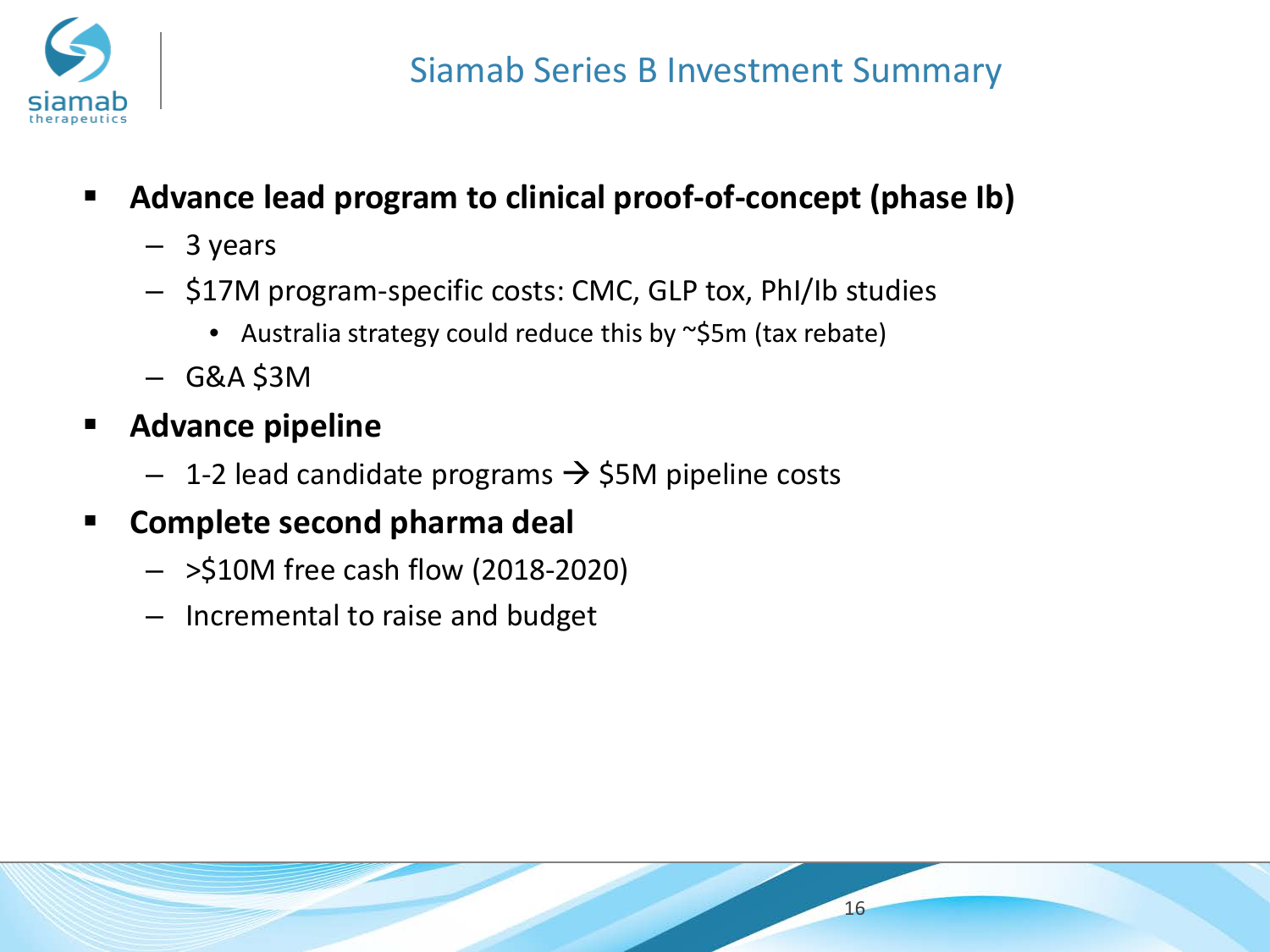# Siamab Series B Investment Summary

- **Advance lead program to clinical proof-of-concept (phase Ib)**
  - 3 years
  - $17M program-specific costs: CMC, GLP tox, PhI/Ib studies
    - Australia strategy could reduce this by ~$5m (tax rebate)
  - G&A $3M
- **Advance pipeline**
  - 1-2 lead candidate programs → $5M pipeline costs
- **Complete second pharma deal**
  - >$10M free cash flow (2018-2020)
  - Incremental to raise and budget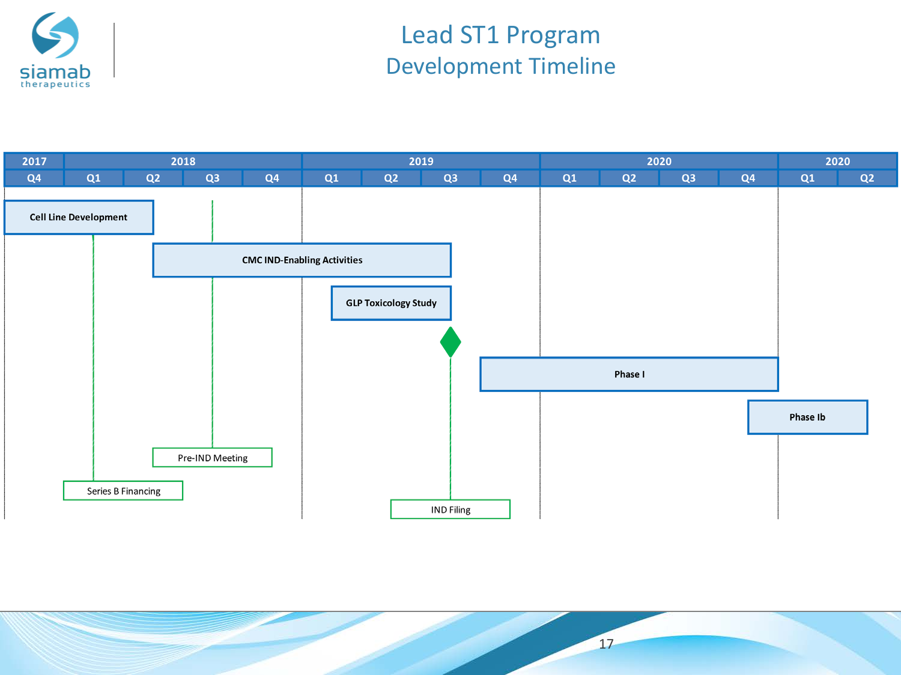# Lead ST1 Program
## Development Timeline

2017 | 2018 | 2019 | 2020 | 2020

Q4 | Q1 | Q2 | Q3 | Q4 | Q1 | Q2 | Q3 | Q4 | Q1 | Q2 | Q3 | Q4 | Q1 | Q2

Cell Line Development

CMC IND-Enabling Activities

GLP Toxicology Study

Phase I

Phase Ib

Pre-IND Meeting

Series B Financing

IND Filing